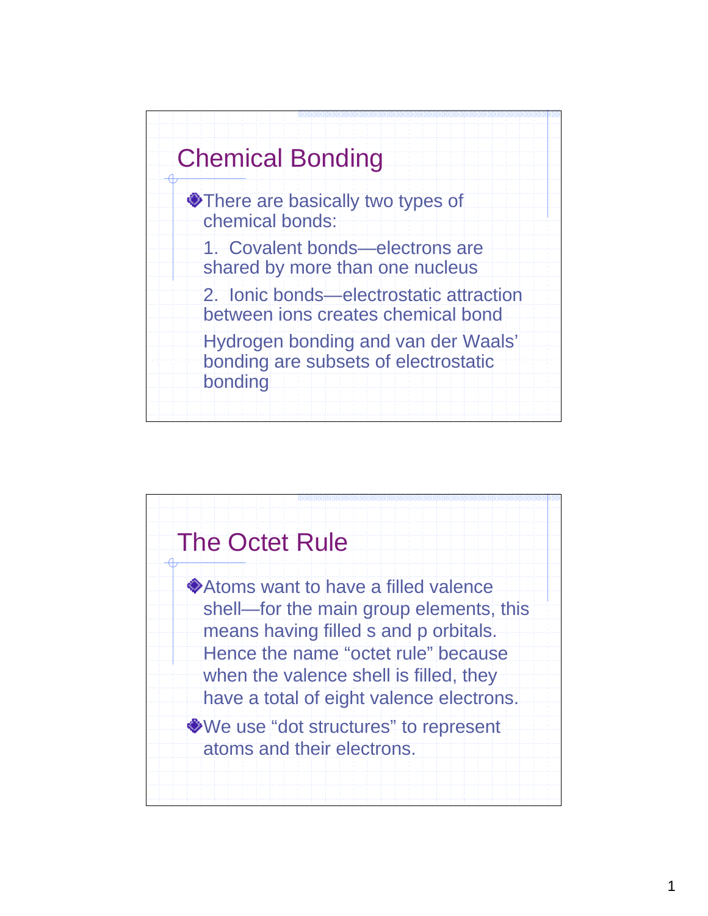## Chemical Bonding

- There are basically two types of chemical bonds:

  1. Covalent bonds—electrons are shared by more than one nucleus

  2. Ionic bonds—electrostatic attraction between ions creates chemical bond

  Hydrogen bonding and van der Waals' bonding are subsets of electrostatic bonding

## The Octet Rule

- Atoms want to have a filled valence shell—for the main group elements, this means having filled s and p orbitals. Hence the name "octet rule" because when the valence shell is filled, they have a total of eight valence electrons.
- We use "dot structures" to represent atoms and their electrons.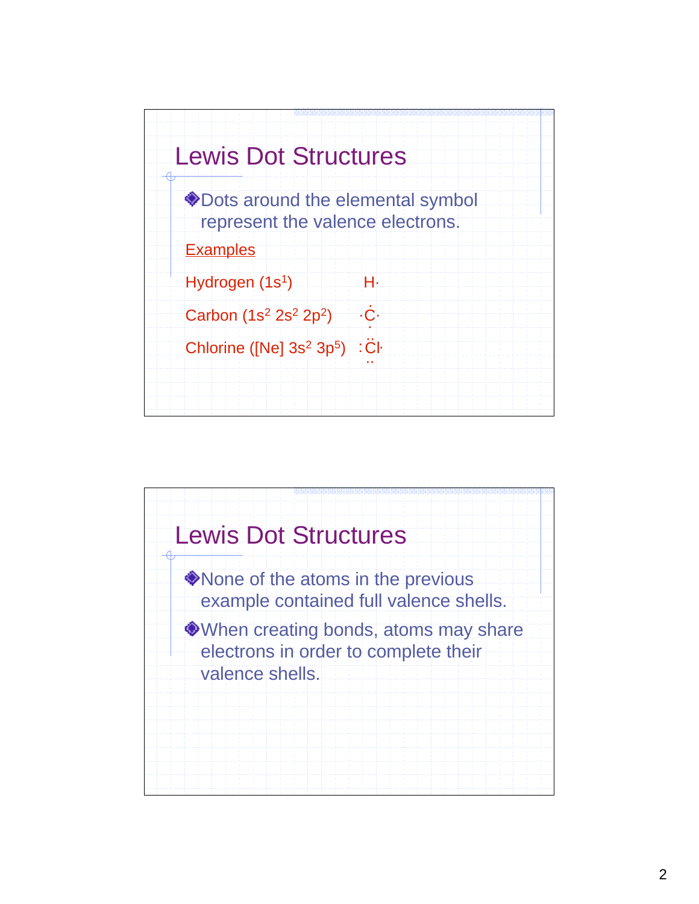## Lewis Dot Structures

- Dots around the elemental symbol represent the valence electrons.

Examples

Hydrogen ($1s^1$) H·

Carbon ($1s^2\ 2s^2\ 2p^2$) ·C· (with one dot above and one dot below)

Chlorine ([Ne] $3s^2\ 3p^5$) :Cl· (with two dots above and two dots below)

## Lewis Dot Structures

- None of the atoms in the previous example contained full valence shells.
- When creating bonds, atoms may share electrons in order to complete their valence shells.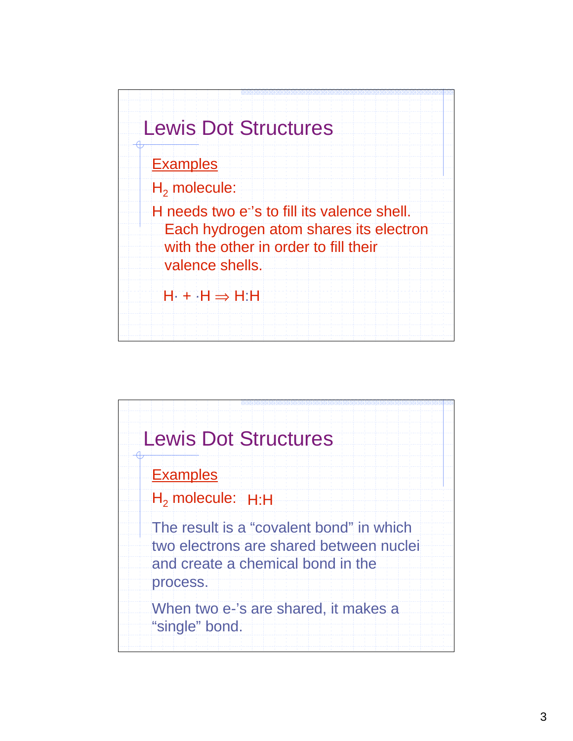## Lewis Dot Structures

<u>Examples</u>

$H_2$ molecule:

H needs two $e^-$'s to fill its valence shell. Each hydrogen atom shares its electron with the other in order to fill their valence shells.

$$H\cdot + \cdot H \Rightarrow H:H$$

## Lewis Dot Structures

<u>Examples</u>

$H_2$ molecule: H:H

The result is a "covalent bond" in which two electrons are shared between nuclei and create a chemical bond in the process.

When two e-'s are shared, it makes a "single" bond.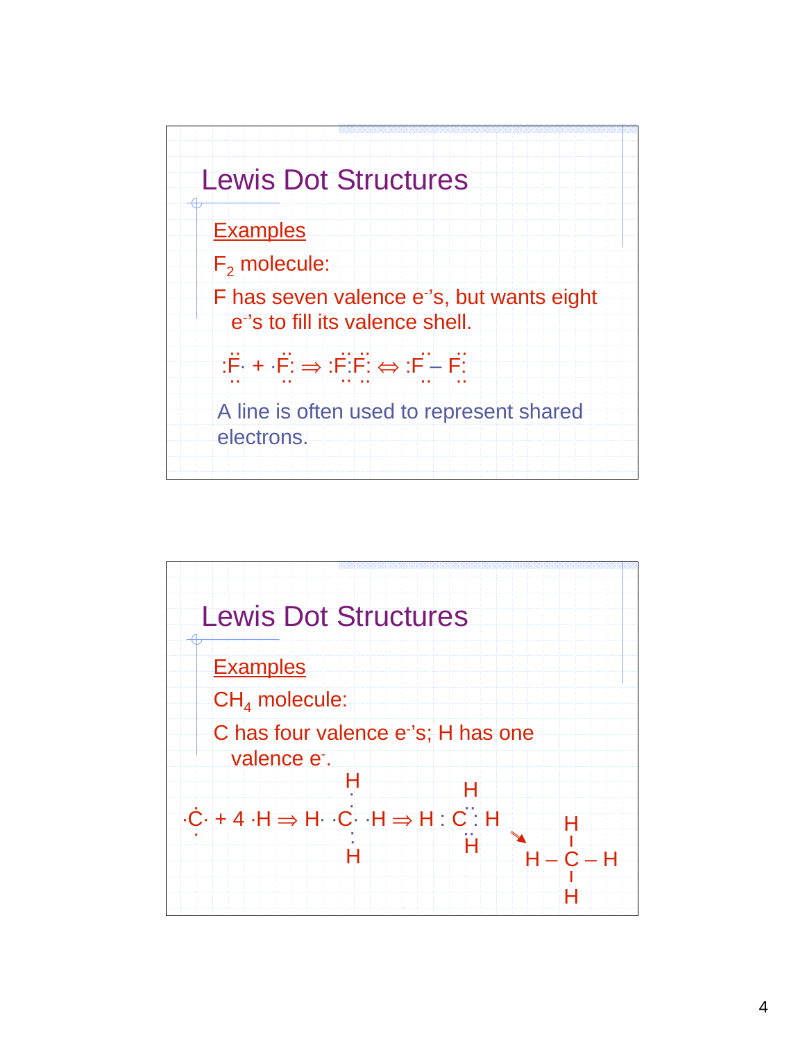## Lewis Dot Structures

Examples

$F_2$ molecule:

F has seven valence $e^-$'s, but wants eight $e^-$'s to fill its valence shell.

:F̤̈· + ·F̤̈: ⇒ :F̤̈:F̤̈: ⇔ :F̤̈ – F̤̈:

A line is often used to represent shared electrons.

## Lewis Dot Structures

Examples

$CH_4$ molecule:

C has four valence $e^-$'s; H has one valence $e^-$.

```
                       H                   H
·Ċ· + 4 ·H ⇒ H· ·C· ·H ⇒ H : C : H          H
 ·                     H                   H     |
                                              H – C – H
                                                 |
                                                 H
```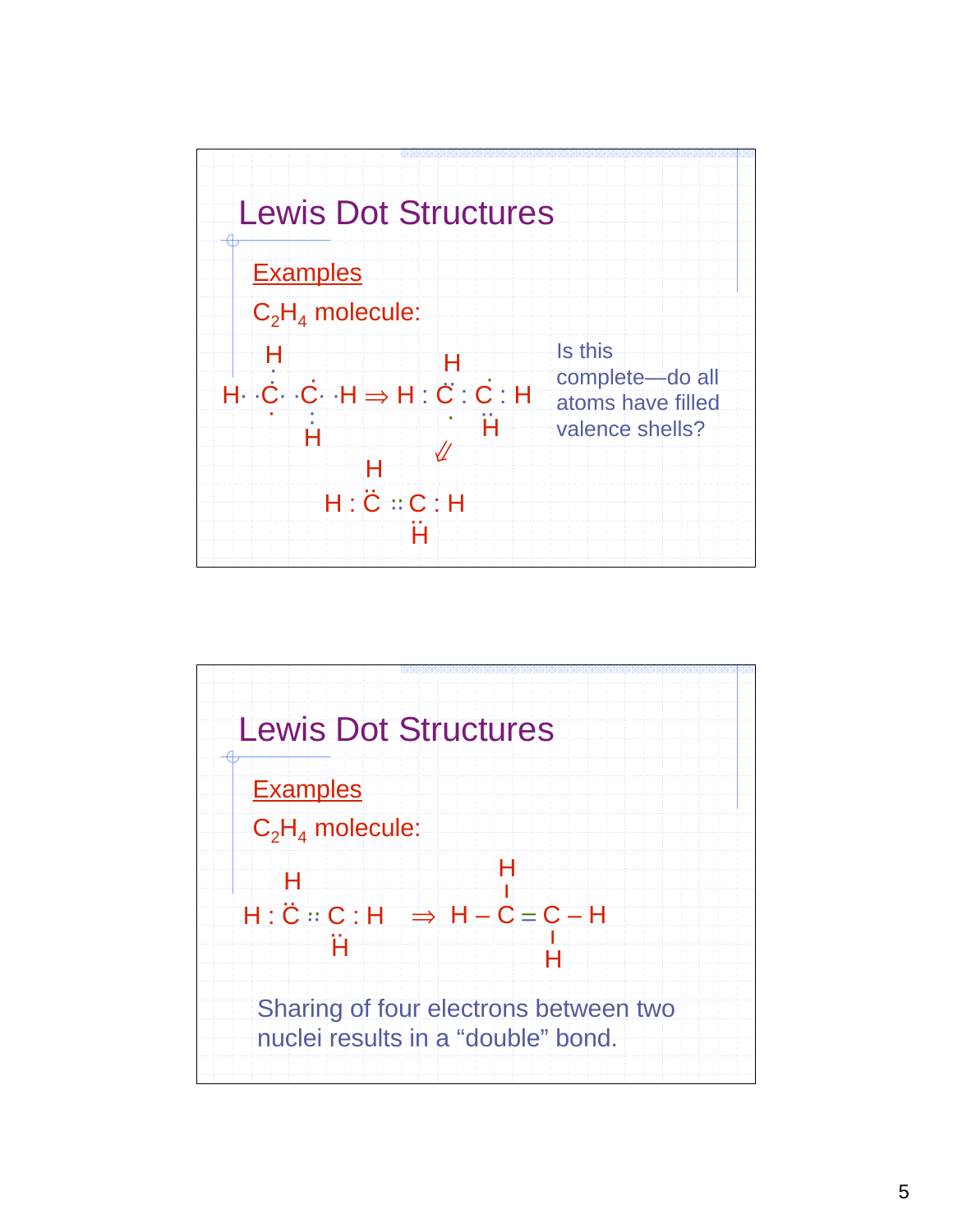## Lewis Dot Structures

Examples

$C_2H_4$ molecule:

```
 H                      H
 ·                      ··   ·
H· ·C· ·C· ·H  ⇒  H : C : C : H
 ·    ·              ·    ··
      H                   H
                    ⇙
        H
        ··
    H : C :: C : H
             ··
             H
```

Is this complete—do all atoms have filled valence shells?

## Lewis Dot Structures

Examples

$C_2H_4$ molecule:

```
  H                         H
  ··                        |
H : C :: C : H   ⇒   H – C = C – H
         ··                     |
         H                      H
```

Sharing of four electrons between two nuclei results in a “double” bond.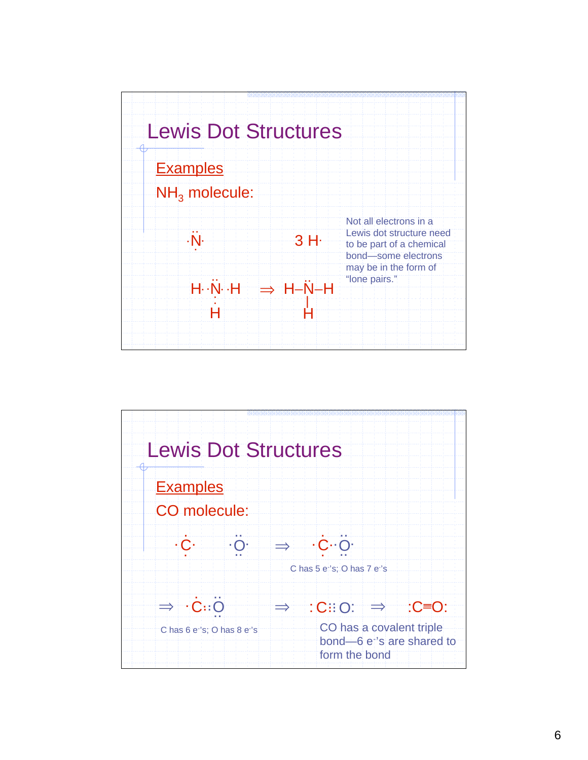## Lewis Dot Structures

__Examples__

$NH_3$ molecule:

·N̈·  (with one dot below)     3 H·

H· ·N̈· ·H (with ·H below)  ⇒  H–N̈–H (with H bonded below)

Not all electrons in a Lewis dot structure need to be part of a chemical bond—some electrons may be in the form of "lone pairs."

## Lewis Dot Structures

__Examples__

CO molecule:

·Ċ· (with one dot below)     ·Ö· (with two dots below)  ⇒  ·Ċ· ·Ö· 

C has 5 e⁻'s; O has 7 e⁻'s

⇒ ·Ċ:: Ö (with two dots below)

C has 6 e⁻'s; O has 8 e⁻'s

⇒ :C⁝⁝ O:  ⇒  :C≡O:

CO has a covalent triple bond—6 e⁻'s are shared to form the bond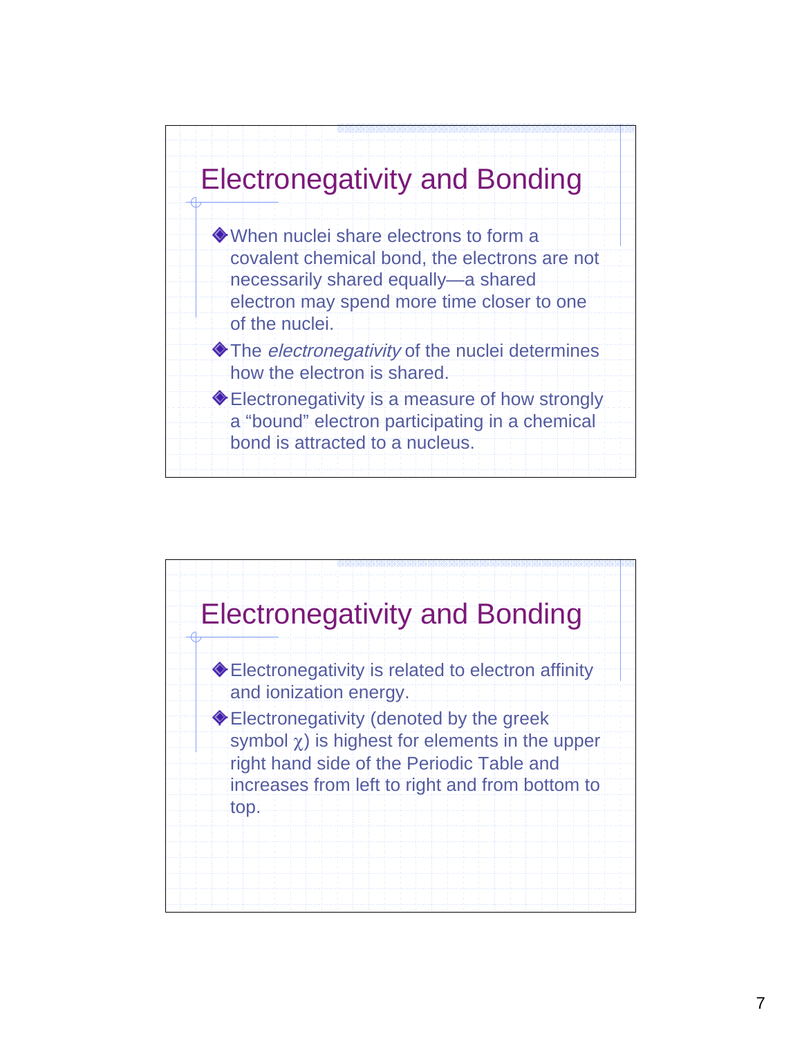## Electronegativity and Bonding

- When nuclei share electrons to form a covalent chemical bond, the electrons are not necessarily shared equally—a shared electron may spend more time closer to one of the nuclei.
- The *electronegativity* of the nuclei determines how the electron is shared.
- Electronegativity is a measure of how strongly a “bound” electron participating in a chemical bond is attracted to a nucleus.

## Electronegativity and Bonding

- Electronegativity is related to electron affinity and ionization energy.
- Electronegativity (denoted by the greek symbol $\chi$) is highest for elements in the upper right hand side of the Periodic Table and increases from left to right and from bottom to top.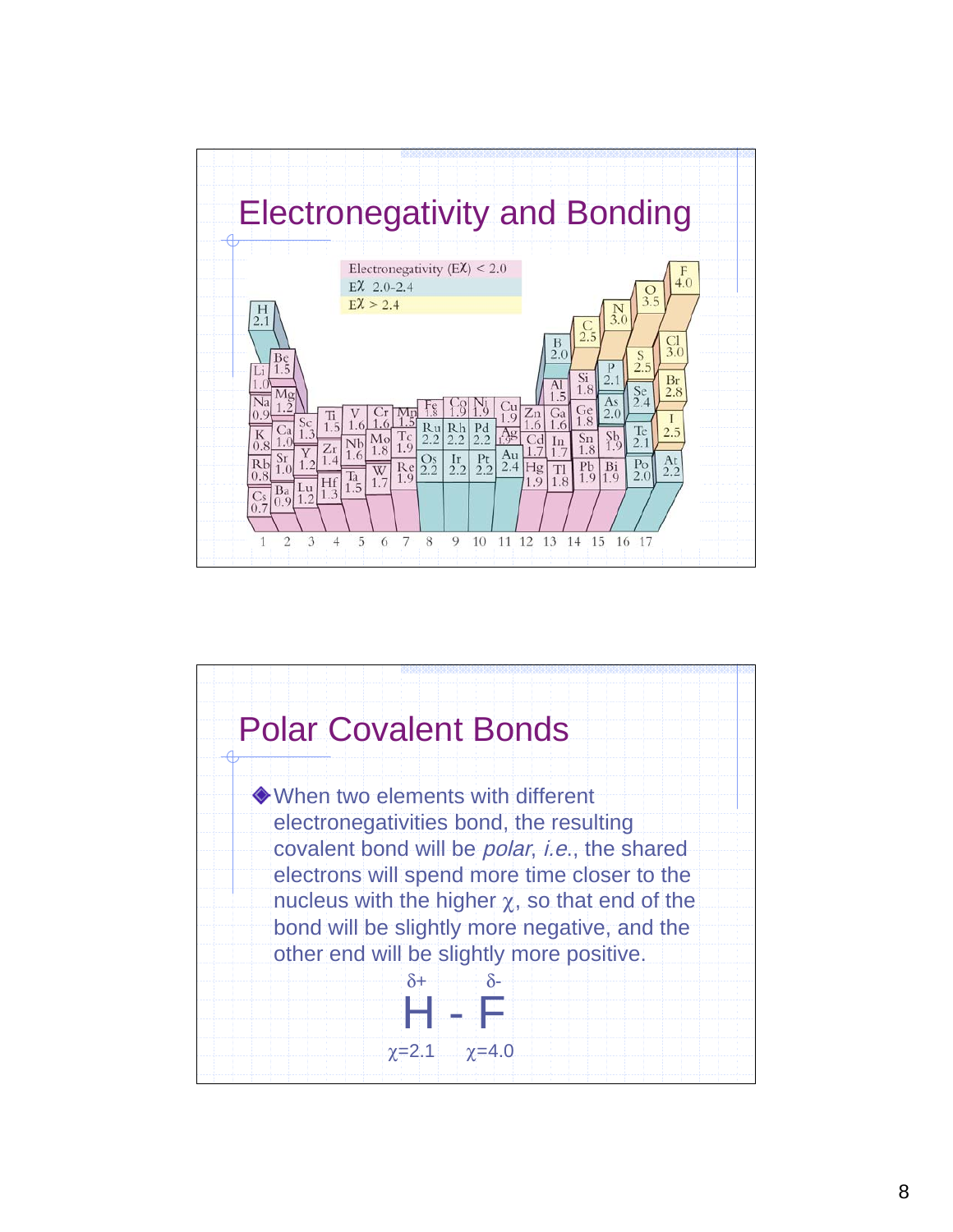## Electronegativity and Bonding

Electronegativity (Eχ) < 2.0
Eχ 2.0-2.4
Eχ > 2.4

H 2.1
Li 1.0 Be 1.5
Na 0.9 Mg 1.2
K 0.8 Ca 1.0 Sc 1.3 Ti 1.5 V 1.6 Cr 1.6 Mn 1.5 Fe 1.8 Co 1.9 Ni 1.9 Cu 1.9 Zn 1.6 Ga 1.6 Ge 1.8 As 2.0 Se 2.4 Br 2.8
Rb 0.8 Sr 1.0 Y 1.2 Zr 1.4 Nb 1.6 Mo 1.8 Tc 1.9 Ru 2.2 Rh 2.2 Pd 2.2 Ag 1.9 Cd 1.7 In 1.7 Sn 1.8 Sb 1.9 Te 2.1 I 2.5
Cs 0.7 Ba 0.9 Lu 1.2 Hf 1.3 Ta 1.5 W 1.7 Re 1.9 Os 2.2 Ir 2.2 Pt 2.2 Au 2.4 Hg 1.9 Tl 1.8 Pb 1.9 Bi 1.9 Po 2.0 At 2.2
B 2.0 C 2.5 N 3.0 O 3.5 F 4.0
Al 1.5 Si 1.8 P 2.1 S 2.5 Cl 3.0

1 2 3 4 5 6 7 8 9 10 11 12 13 14 15 16 17

## Polar Covalent Bonds

- When two elements with different electronegativities bond, the resulting covalent bond will be *polar*, *i.e.*, the shared electrons will spend more time closer to the nucleus with the higher $\chi$, so that end of the bond will be slightly more negative, and the other end will be slightly more positive.

$$\overset{\delta+}{\mathrm{H}} - \overset{\delta-}{\mathrm{F}}$$

$\chi=2.1$ $\chi=4.0$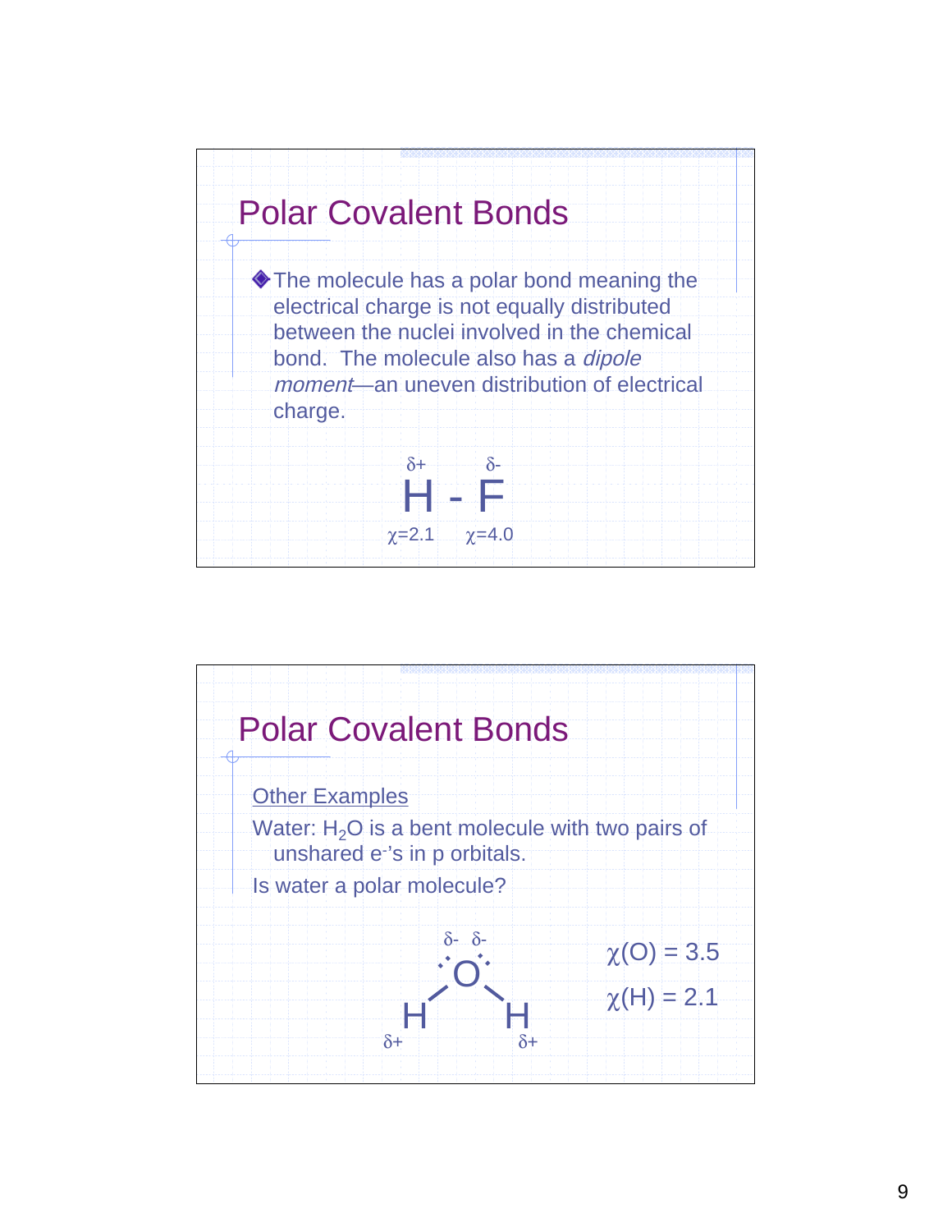## Polar Covalent Bonds

- The molecule has a polar bond meaning the electrical charge is not equally distributed between the nuclei involved in the chemical bond. The molecule also has a *dipole moment*—an uneven distribution of electrical charge.

$$\overset{\delta+}{\underset{\chi=2.1}{H}} - \overset{\delta-}{\underset{\chi=4.0}{F}}$$

## Polar Covalent Bonds

Other Examples

Water: $H_2O$ is a bent molecule with two pairs of unshared $e^-$'s in p orbitals.

Is water a polar molecule?

δ- δ-

O

H H

δ+ δ+

$\chi(O) = 3.5$

$\chi(H) = 2.1$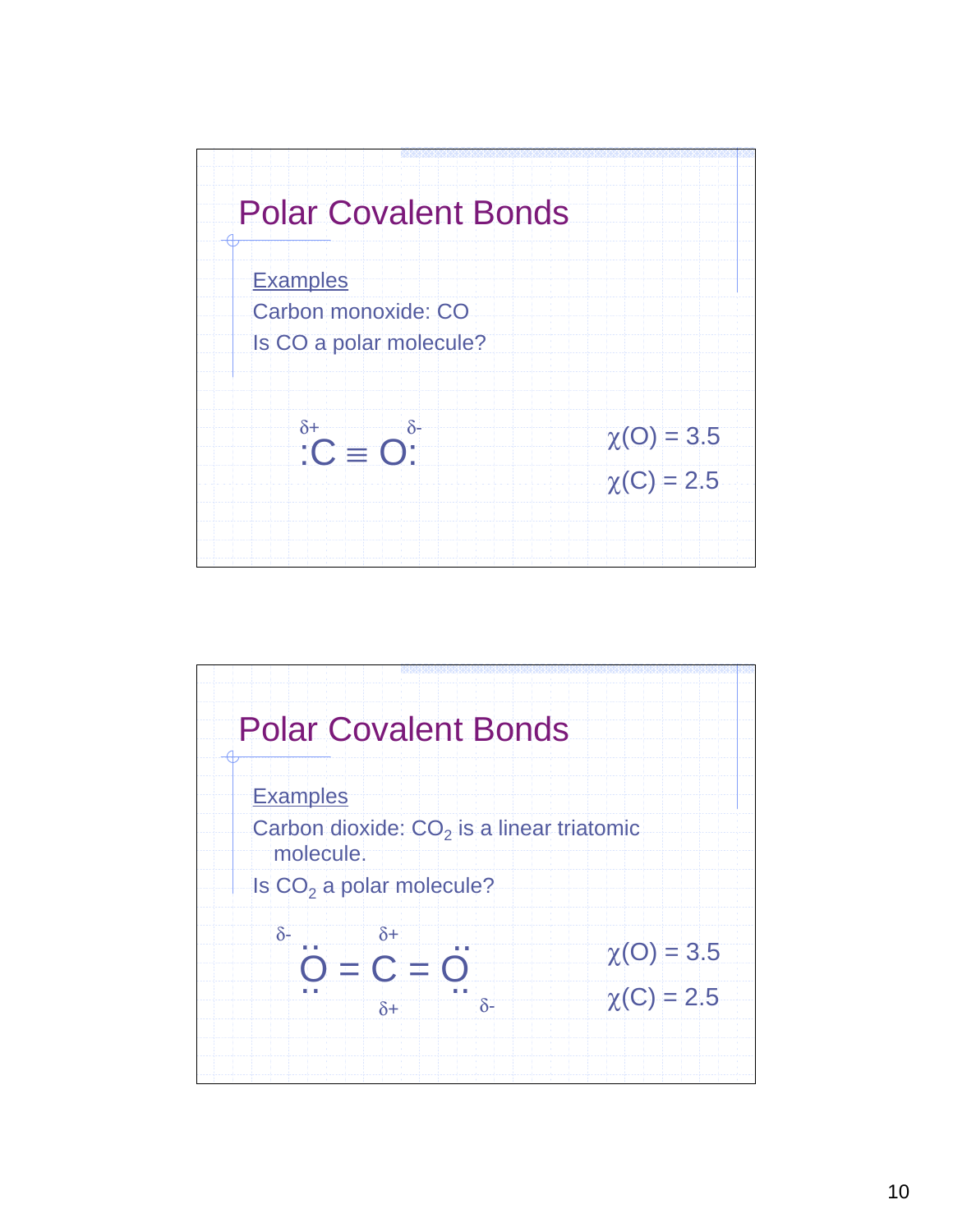## Polar Covalent Bonds

Examples

Carbon monoxide: CO

Is CO a polar molecule?

$$\overset{\delta+}{:C} \equiv \overset{\delta-}{O:}$$

$\chi(O) = 3.5$

$\chi(C) = 2.5$

## Polar Covalent Bonds

Examples

Carbon dioxide: $CO_2$ is a linear triatomic molecule.

Is $CO_2$ a polar molecule?

$$\overset{\delta-}{\ddot{O}} = \overset{\delta+}{C} = \overset{\delta-}{\ddot{O}}$$

(δ+ also shown below C)

$\chi(O) = 3.5$

$\chi(C) = 2.5$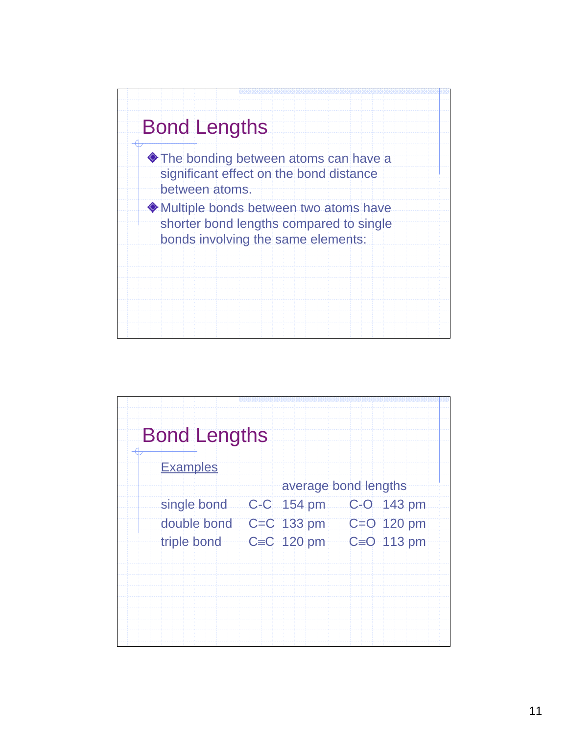## Bond Lengths

- The bonding between atoms can have a significant effect on the bond distance between atoms.
- Multiple bonds between two atoms have shorter bond lengths compared to single bonds involving the same elements:

## Bond Lengths

Examples

| | average bond lengths | | | |
|---|---|---|---|---|
| single bond | C-C | 154 pm | C-O | 143 pm |
| double bond | C=C | 133 pm | C=O | 120 pm |
| triple bond | C≡C | 120 pm | C≡O | 113 pm |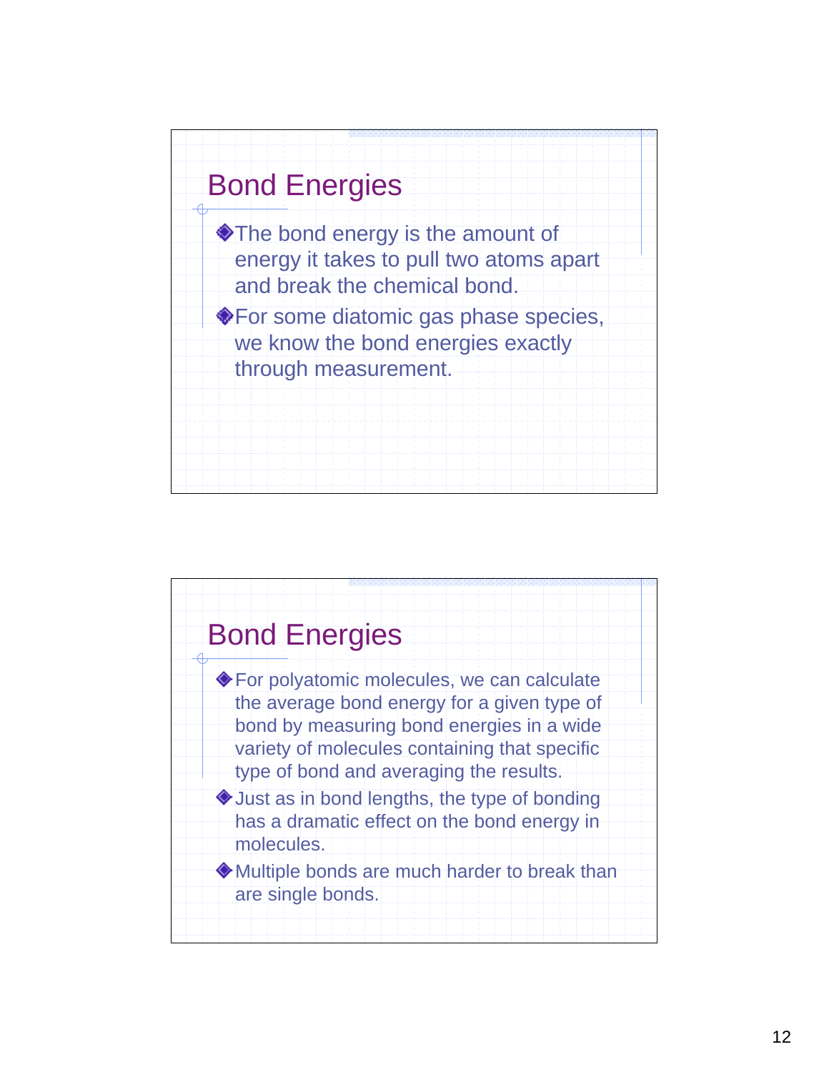## Bond Energies

- The bond energy is the amount of energy it takes to pull two atoms apart and break the chemical bond.
- For some diatomic gas phase species, we know the bond energies exactly through measurement.

## Bond Energies

- For polyatomic molecules, we can calculate the average bond energy for a given type of bond by measuring bond energies in a wide variety of molecules containing that specific type of bond and averaging the results.
- Just as in bond lengths, the type of bonding has a dramatic effect on the bond energy in molecules.
- Multiple bonds are much harder to break than are single bonds.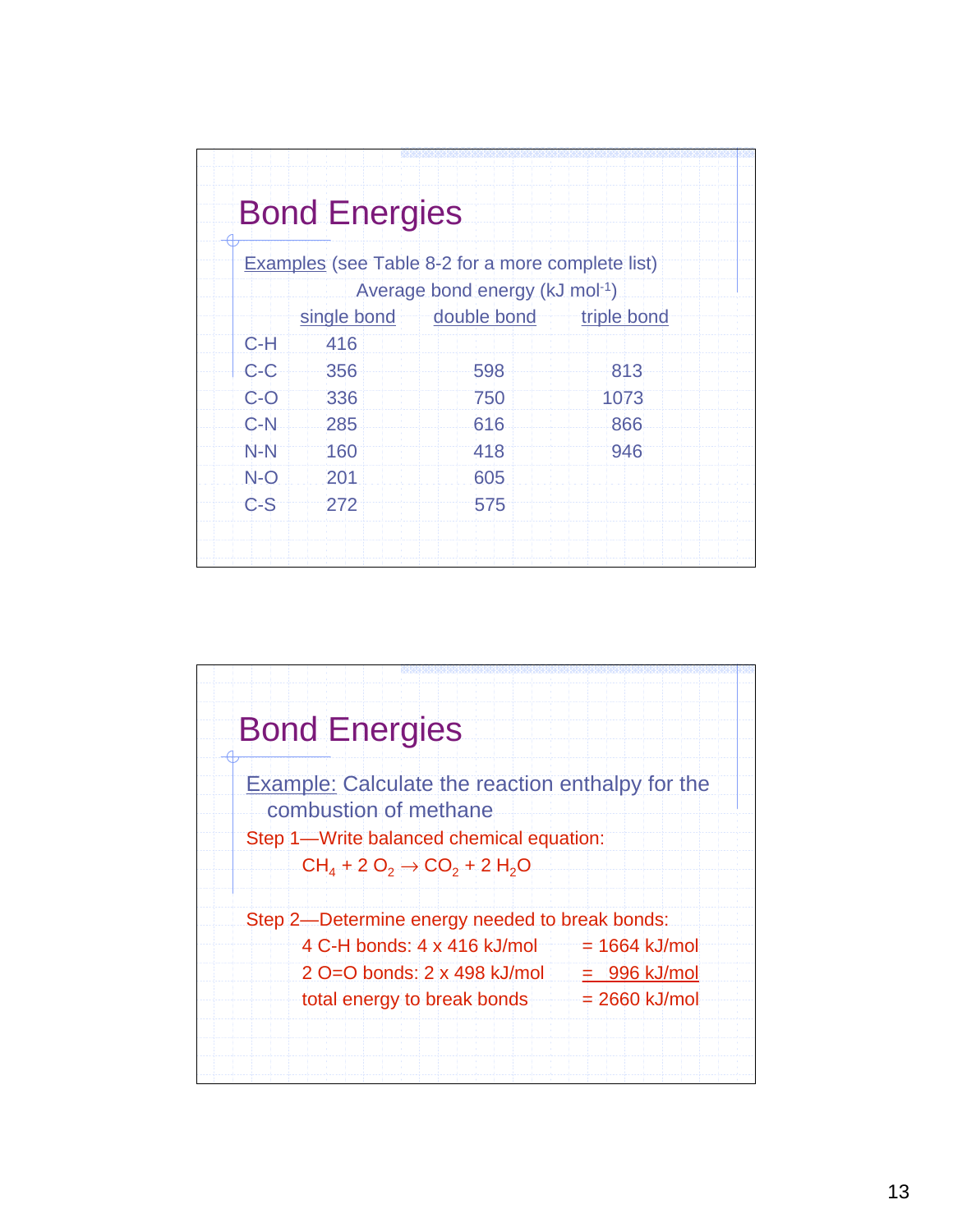## Bond Energies

Examples (see Table 8-2 for a more complete list)

| | Average bond energy (kJ mol$^{-1}$) | | |
|---|---|---|---|
| | single bond | double bond | triple bond |
| C-H | 416 | | |
| C-C | 356 | 598 | 813 |
| C-O | 336 | 750 | 1073 |
| C-N | 285 | 616 | 866 |
| N-N | 160 | 418 | 946 |
| N-O | 201 | 605 | |
| C-S | 272 | 575 | |

## Bond Energies

Example: Calculate the reaction enthalpy for the combustion of methane

Step 1—Write balanced chemical equation:

$$CH_4 + 2\ O_2 \rightarrow CO_2 + 2\ H_2O$$

Step 2—Determine energy needed to break bonds:

| | |
|---|---|
| 4 C-H bonds: 4 x 416 kJ/mol | = 1664 kJ/mol |
| 2 O=O bonds: 2 x 498 kJ/mol | = 996 kJ/mol |
| total energy to break bonds | = 2660 kJ/mol |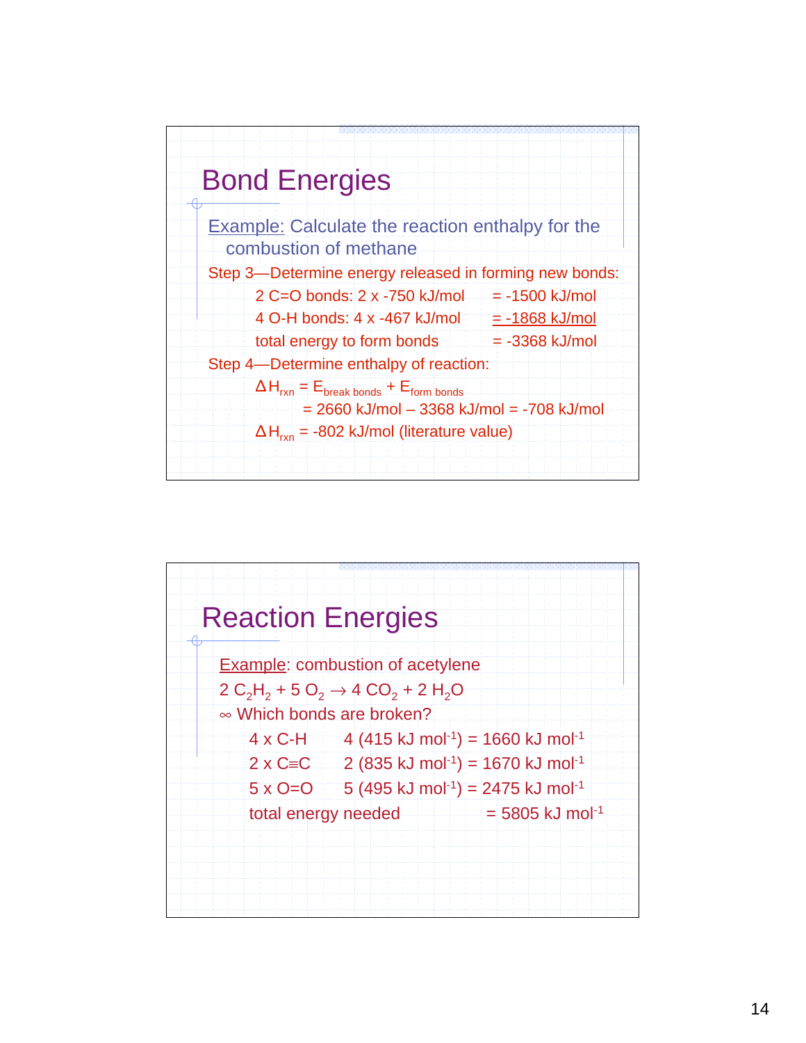## Bond Energies

Example: Calculate the reaction enthalpy for the combustion of methane

Step 3—Determine energy released in forming new bonds:

| | |
|---|---|
| 2 C=O bonds: 2 x -750 kJ/mol | = -1500 kJ/mol |
| 4 O-H bonds: 4 x -467 kJ/mol | = -1868 kJ/mol |
| total energy to form bonds | = -3368 kJ/mol |

Step 4—Determine enthalpy of reaction:

$\Delta H_{rxn} = E_{break\ bonds} + E_{form\ bonds}$

= 2660 kJ/mol – 3368 kJ/mol = -708 kJ/mol

$\Delta H_{rxn}$ = -802 kJ/mol (literature value)

## Reaction Energies

Example: combustion of acetylene

$2\ C_2H_2 + 5\ O_2 \rightarrow 4\ CO_2 + 2\ H_2O$

- Which bonds are broken?

| | | |
|---|---|---|
| 4 x C-H | 4 (415 kJ mol$^{-1}$) = 1660 kJ mol$^{-1}$ | |
| 2 x C≡C | 2 (835 kJ mol$^{-1}$) = 1670 kJ mol$^{-1}$ | |
| 5 x O=O | 5 (495 kJ mol$^{-1}$) = 2475 kJ mol$^{-1}$ | |
| total energy needed | | = 5805 kJ mol$^{-1}$ |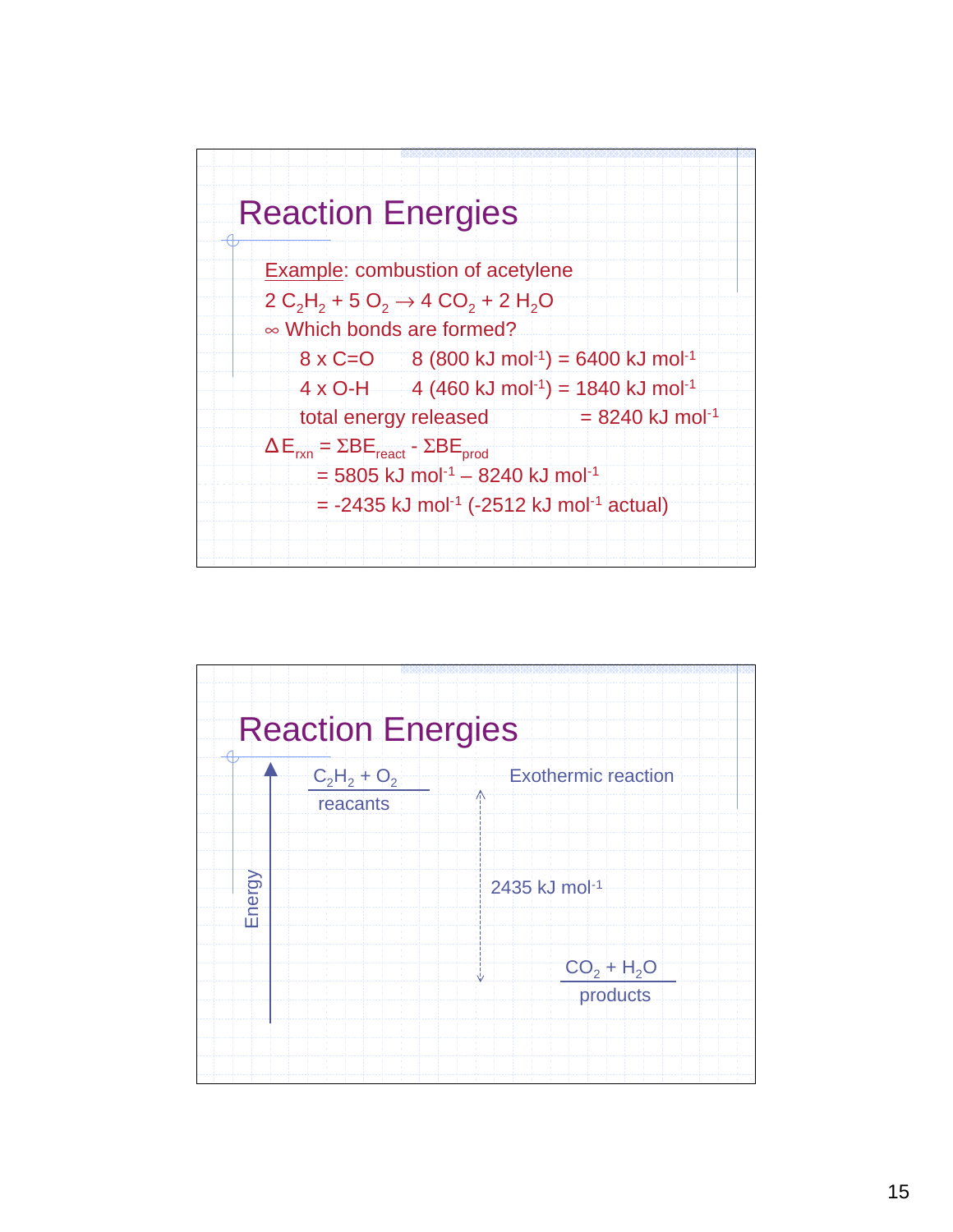# Reaction Energies

Example: combustion of acetylene

$2\ C_2H_2 + 5\ O_2 \rightarrow 4\ CO_2 + 2\ H_2O$

∞ Which bonds are formed?

| | | |
|---|---|---|
| 8 x C=O | 8 (800 kJ mol$^{-1}$) = 6400 kJ mol$^{-1}$ | |
| 4 x O-H | 4 (460 kJ mol$^{-1}$) = 1840 kJ mol$^{-1}$ | |
| total energy released | | = 8240 kJ mol$^{-1}$ |

$\Delta E_{rxn} = \Sigma BE_{react} - \Sigma BE_{prod}$

= 5805 kJ mol$^{-1}$ – 8240 kJ mol$^{-1}$

= -2435 kJ mol$^{-1}$ (-2512 kJ mol$^{-1}$ actual)

# Reaction Energies

Energy

$C_2H_2 + O_2$

reacants

Exothermic reaction

2435 kJ mol$^{-1}$

$CO_2 + H_2O$

products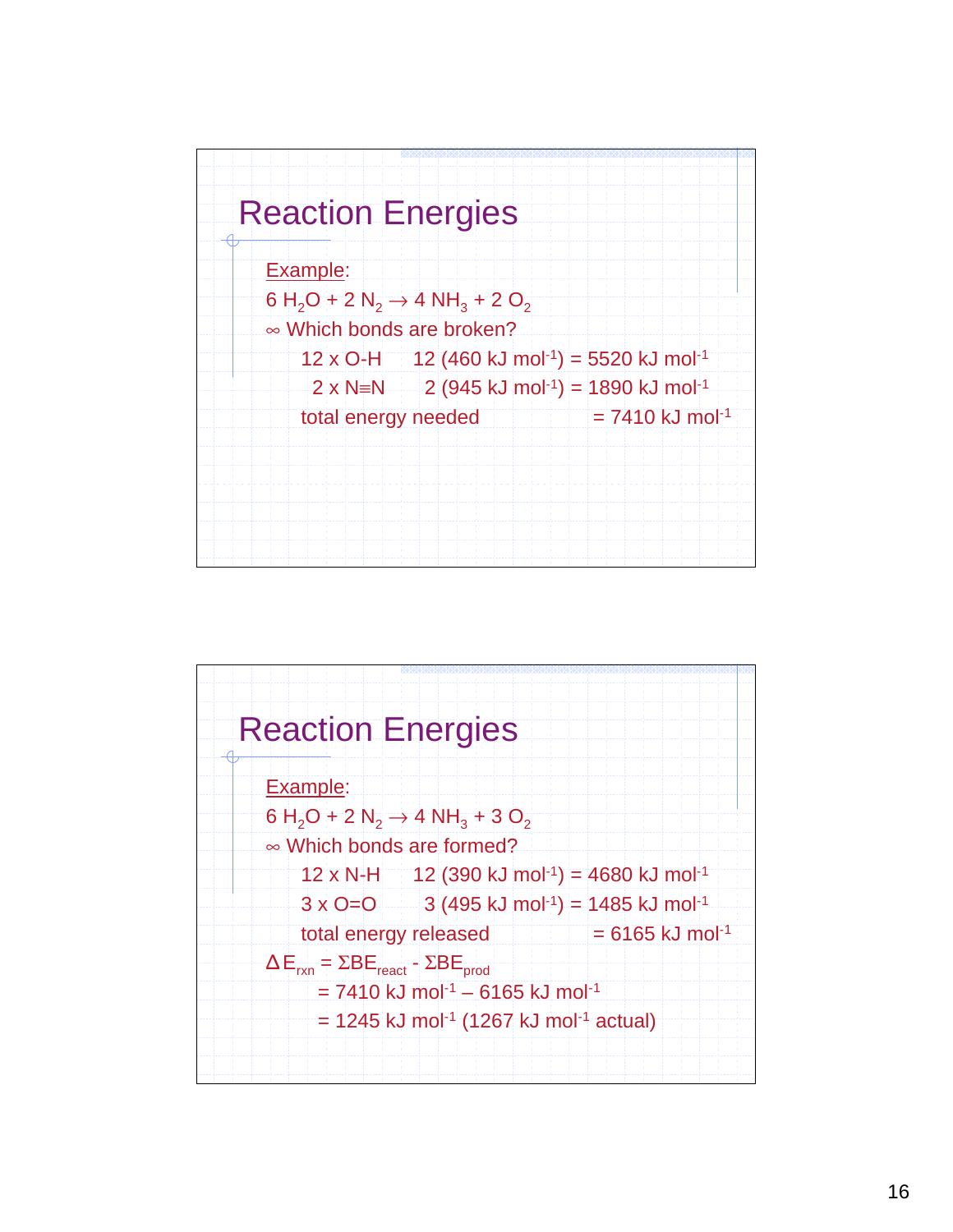## Reaction Energies

Example:

$6\ H_2O + 2\ N_2 \rightarrow 4\ NH_3 + 2\ O_2$

∞ Which bonds are broken?

| | | |
|---|---|---|
| 12 x O-H | 12 (460 kJ $mol^{-1}$) | = 5520 kJ $mol^{-1}$ |
| 2 x N≡N | 2 (945 kJ $mol^{-1}$) | = 1890 kJ $mol^{-1}$ |
| total energy needed | | = 7410 kJ $mol^{-1}$ |

## Reaction Energies

Example:

$6\ H_2O + 2\ N_2 \rightarrow 4\ NH_3 + 3\ O_2$

∞ Which bonds are formed?

| | | |
|---|---|---|
| 12 x N-H | 12 (390 kJ $mol^{-1}$) | = 4680 kJ $mol^{-1}$ |
| 3 x O=O | 3 (495 kJ $mol^{-1}$) | = 1485 kJ $mol^{-1}$ |
| total energy released | | = 6165 kJ $mol^{-1}$ |

$\Delta E_{rxn} = \Sigma BE_{react} - \Sigma BE_{prod}$

$= 7410\ kJ\ mol^{-1} - 6165\ kJ\ mol^{-1}$

$= 1245\ kJ\ mol^{-1}$ (1267 kJ $mol^{-1}$ actual)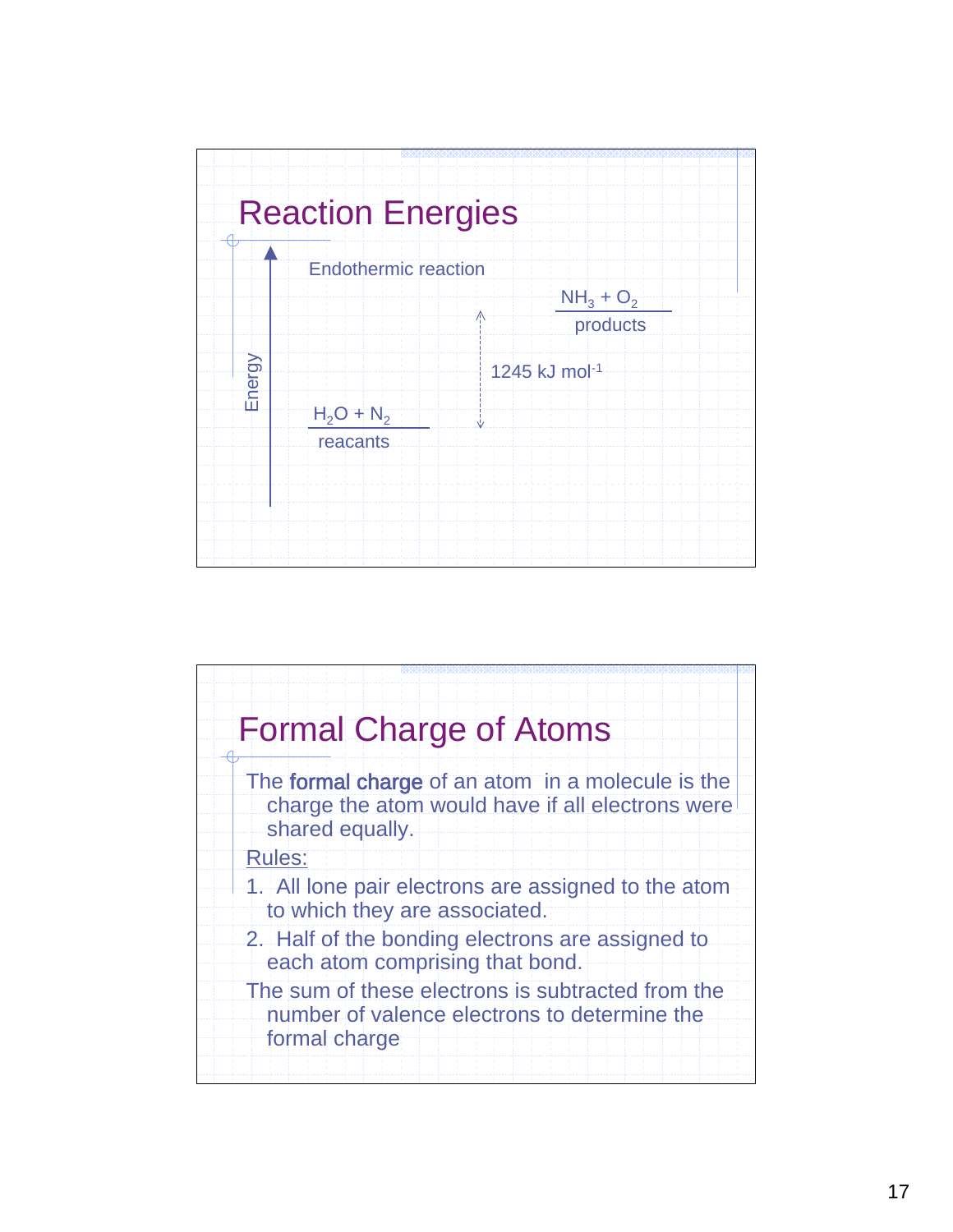# Reaction Energies

Endothermic reaction

Energy

$NH_3 + O_2$

products

1245 kJ mol$^{-1}$

$H_2O + N_2$

reacants

# Formal Charge of Atoms

The **formal charge** of an atom in a molecule is the charge the atom would have if all electrons were shared equally.

Rules:

1. All lone pair electrons are assigned to the atom to which they are associated.
2. Half of the bonding electrons are assigned to each atom comprising that bond.

The sum of these electrons is subtracted from the number of valence electrons to determine the formal charge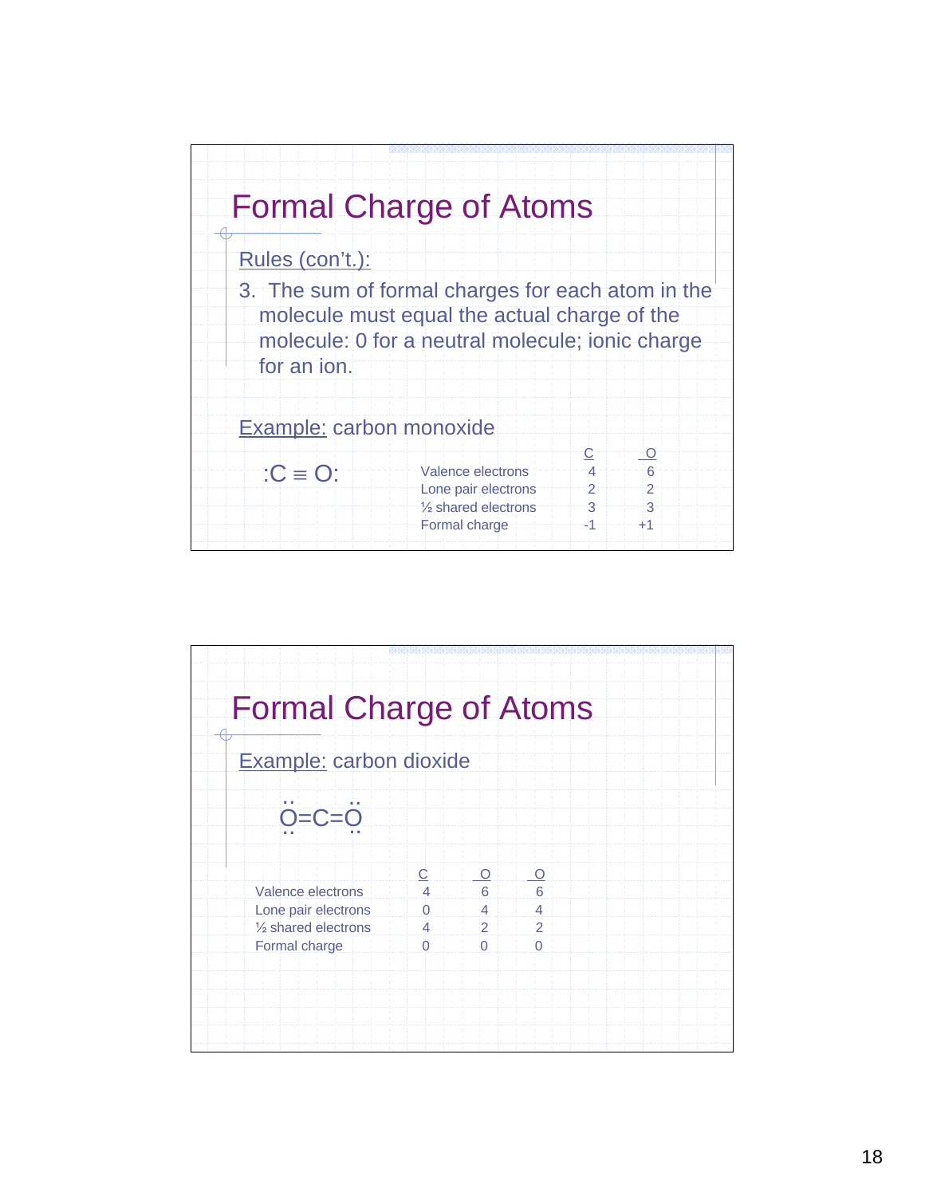# Formal Charge of Atoms

Rules (con't.):

3. The sum of formal charges for each atom in the molecule must equal the actual charge of the molecule: 0 for a neutral molecule; ionic charge for an ion.

Example: carbon monoxide

:C ≡ O:

| | C | O |
|---|---|---|
| Valence electrons | 4 | 6 |
| Lone pair electrons | 2 | 2 |
| ½ shared electrons | 3 | 3 |
| Formal charge | -1 | +1 |

# Formal Charge of Atoms

Example: carbon dioxide

:Ö=C=Ö:

| | C | O | O |
|---|---|---|---|
| Valence electrons | 4 | 6 | 6 |
| Lone pair electrons | 0 | 4 | 4 |
| ½ shared electrons | 4 | 2 | 2 |
| Formal charge | 0 | 0 | 0 |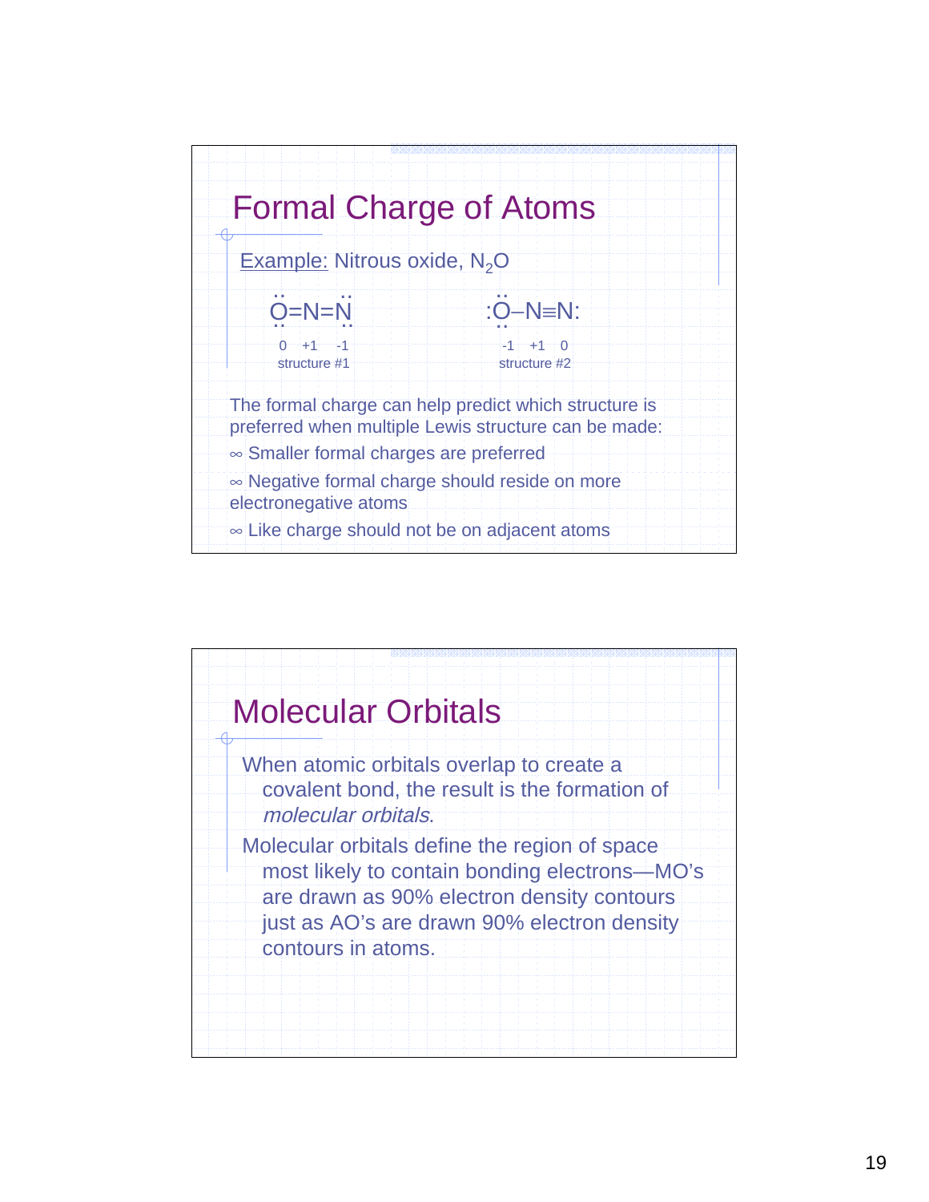## Formal Charge of Atoms

Example: Nitrous oxide, $N_2O$

Structure #1: $\ddot{O}=N=\ddot{N}$ (formal charges: 0, +1, -1)

Structure #2: $:\ddot{O}-N\equiv N:$ (formal charges: -1, +1, 0)

The formal charge can help predict which structure is preferred when multiple Lewis structure can be made:

- Smaller formal charges are preferred
- Negative formal charge should reside on more electronegative atoms
- Like charge should not be on adjacent atoms

## Molecular Orbitals

When atomic orbitals overlap to create a covalent bond, the result is the formation of *molecular orbitals*.

Molecular orbitals define the region of space most likely to contain bonding electrons—MO's are drawn as 90% electron density contours just as AO's are drawn 90% electron density contours in atoms.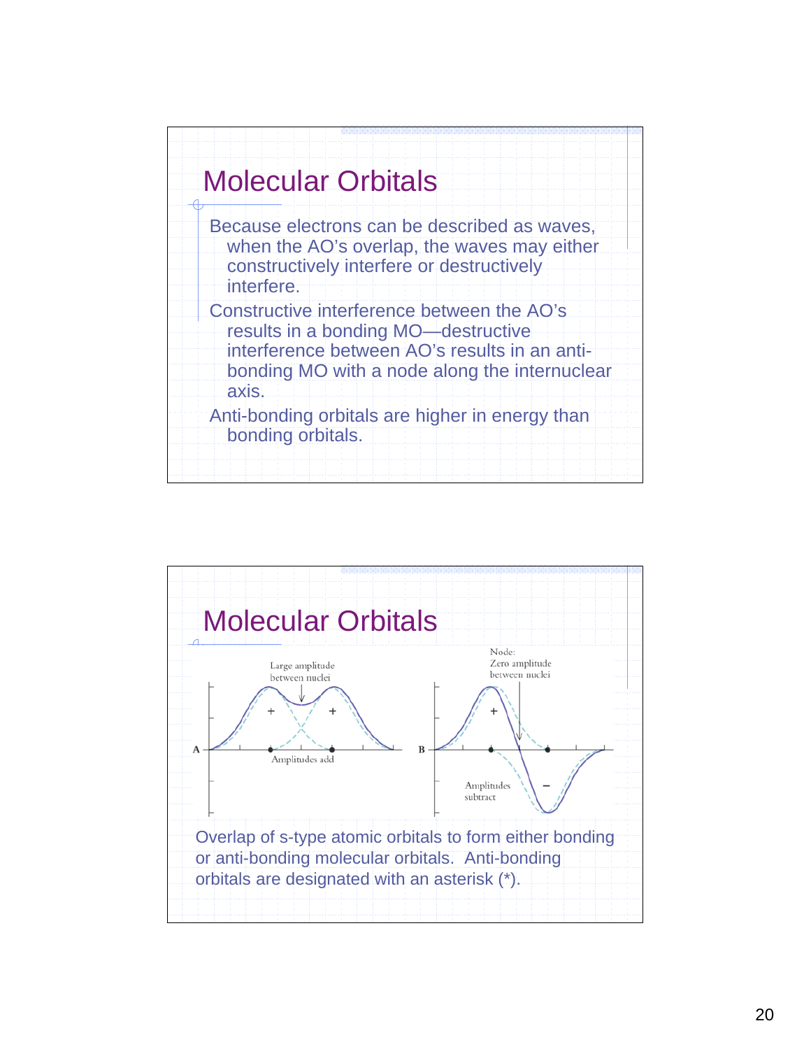# Molecular Orbitals

Because electrons can be described as waves, when the AO's overlap, the waves may either constructively interfere or destructively interfere.

Constructive interference between the AO's results in a bonding MO—destructive interference between AO's results in an anti-bonding MO with a node along the internuclear axis.

Anti-bonding orbitals are higher in energy than bonding orbitals.

# Molecular Orbitals

Large amplitude between nuclei

Amplitudes add

Node: Zero amplitude between nuclei

Amplitudes subtract

Overlap of s-type atomic orbitals to form either bonding or anti-bonding molecular orbitals. Anti-bonding orbitals are designated with an asterisk (*).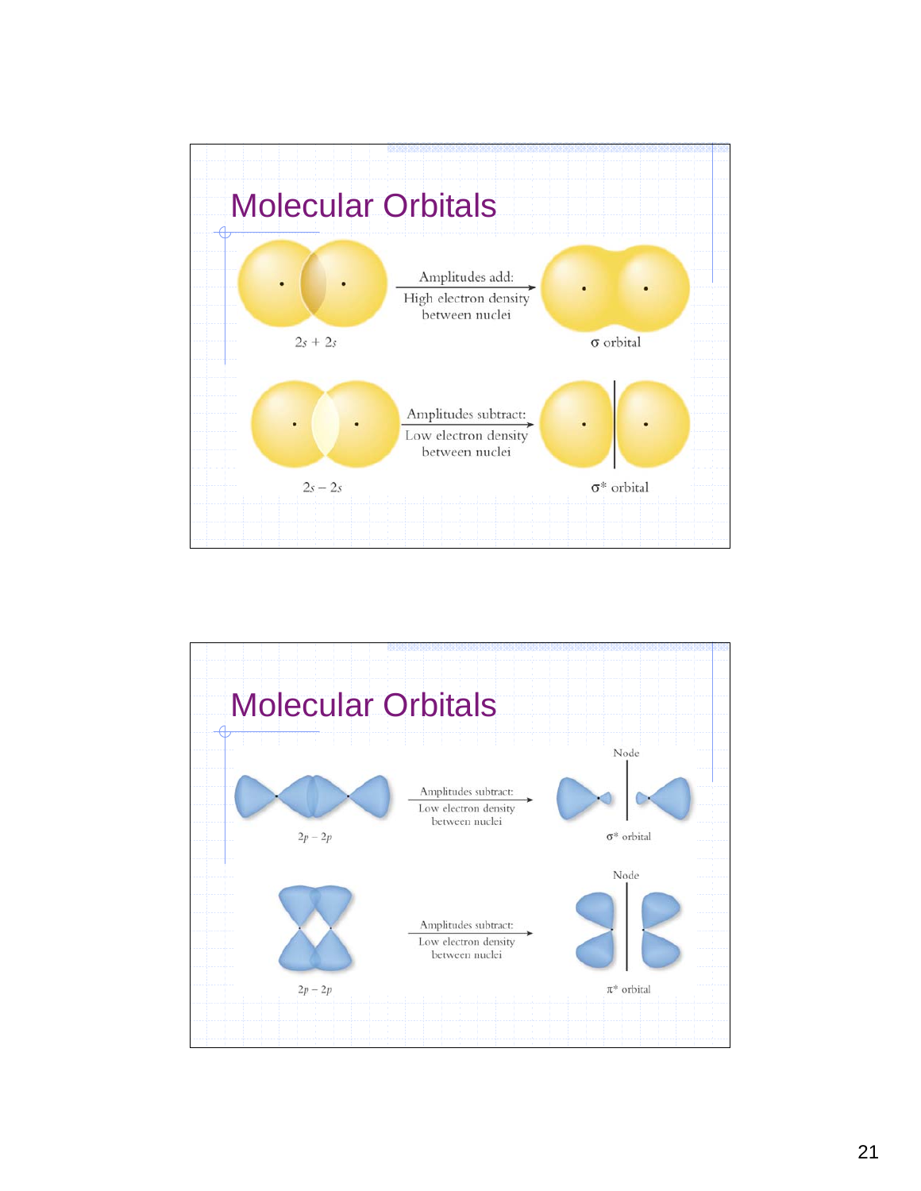# Molecular Orbitals

$2s + 2s$

Amplitudes add:
High electron density between nuclei

$\sigma$ orbital

$2s - 2s$

Amplitudes subtract:
Low electron density between nuclei

$\sigma^*$ orbital

# Molecular Orbitals

$2p - 2p$

Amplitudes subtract:
Low electron density between nuclei

Node

$\sigma^*$ orbital

$2p - 2p$

Amplitudes subtract:
Low electron density between nuclei

Node

$\pi^*$ orbital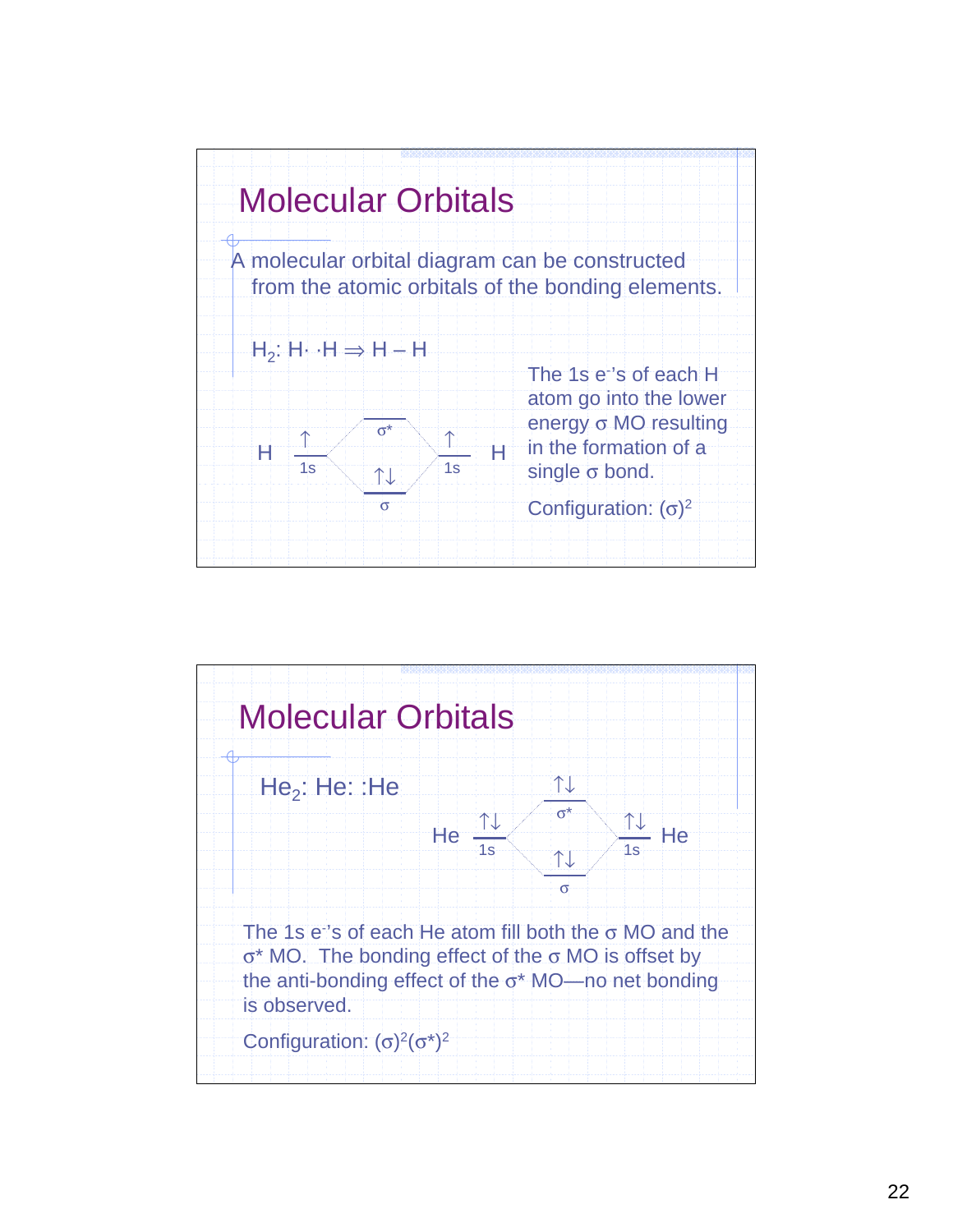## Molecular Orbitals

A molecular orbital diagram can be constructed from the atomic orbitals of the bonding elements.

$H_2$: H· ·H ⇒ H – H

H ↑ 1s | σ* | ↑↓ σ | ↑ 1s H

The 1s $e^-$'s of each H atom go into the lower energy σ MO resulting in the formation of a single σ bond.

Configuration: $(\sigma)^2$

## Molecular Orbitals

$He_2$: He: :He

He ↑↓ 1s | ↑↓ σ* | ↑↓ σ | ↑↓ 1s He

The 1s $e^-$'s of each He atom fill both the σ MO and the σ* MO. The bonding effect of the σ MO is offset by the anti-bonding effect of the σ* MO—no net bonding is observed.

Configuration: $(\sigma)^2(\sigma^*)^2$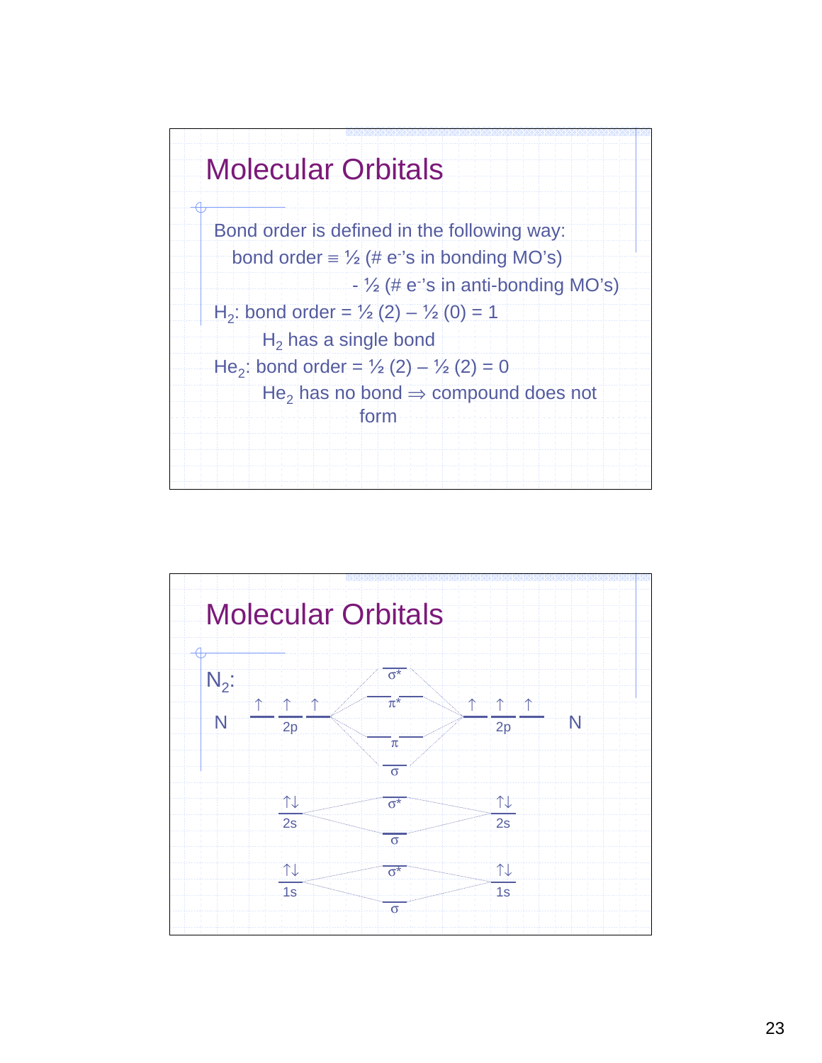## Molecular Orbitals

Bond order is defined in the following way:

bond order ≡ ½ (# $e^-$'s in bonding MO's) - ½ (# $e^-$'s in anti-bonding MO's)

$H_2$: bond order = ½ (2) – ½ (0) = 1

$H_2$ has a single bond

$He_2$: bond order = ½ (2) – ½ (2) = 0

$He_2$ has no bond ⇒ compound does not form

## Molecular Orbitals

$N_2$:

| N | | N |
|---|---|---|
| | σ* | |
| | π* | |
| ↑ ↑ ↑ 2p | | 2p ↑ ↑ ↑ |
| | π | |
| | σ | |
| | σ* | |
| ↑↓ 2s | | 2s ↑↓ |
| | σ | |
| | σ* | |
| ↑↓ 1s | | 1s ↑↓ |
| | σ | |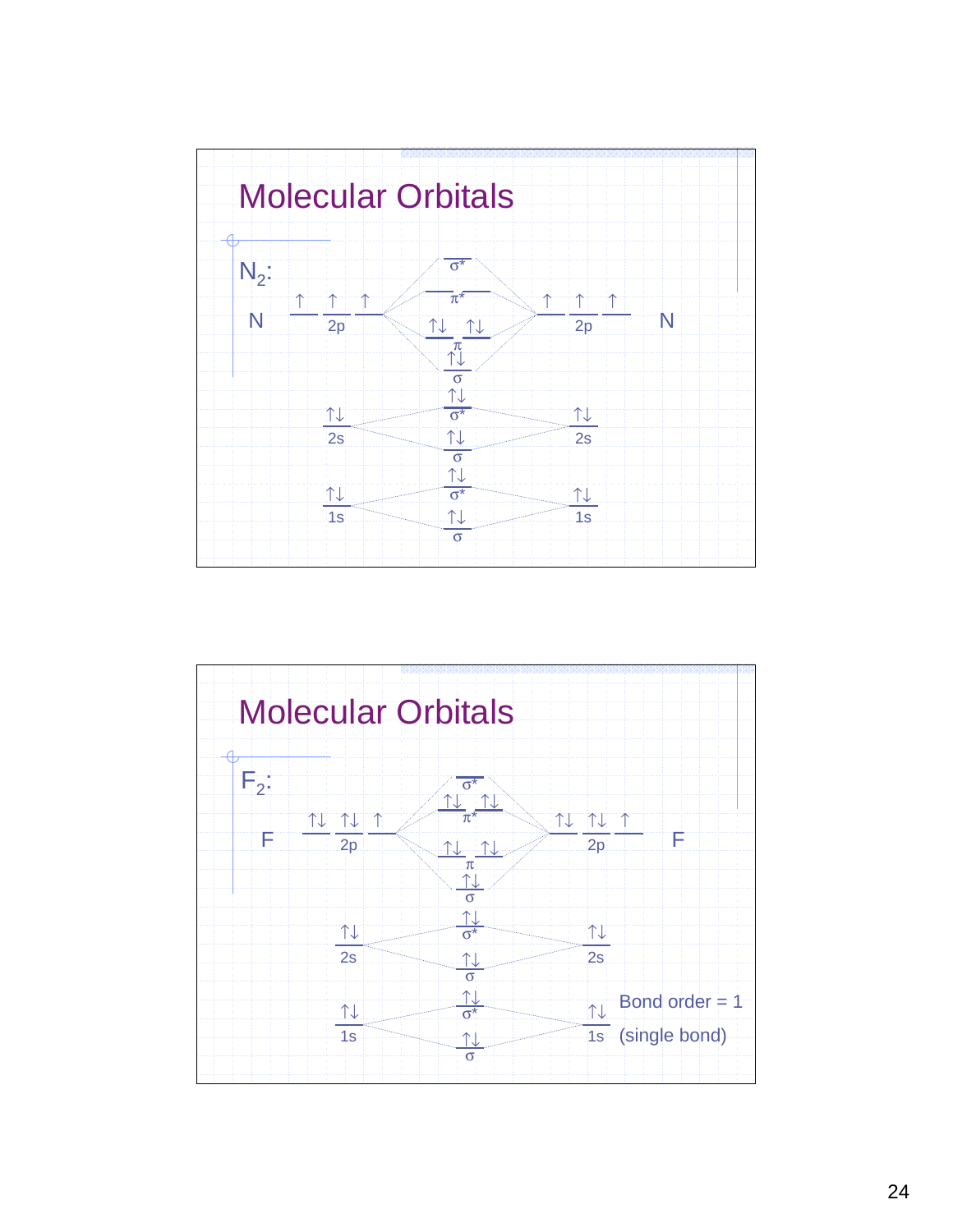## Molecular Orbitals

$N_2$:

| | N | | MO | | N |
|---|---|---|---|---|---|
| 2p | ↑ ↑ ↑ | | $\sigma^*$ (empty) | | ↑ ↑ ↑ |
| | | | $\pi^*$ (empty) | | |
| | | | $\pi$ ↑↓ ↑↓ | | |
| | | | $\sigma$ ↑↓ | | |
| 2s | ↑↓ | | $\sigma^*$ ↑↓ | | ↑↓ |
| | | | $\sigma$ ↑↓ | | |
| 1s | ↑↓ | | $\sigma^*$ ↑↓ | | ↑↓ |
| | | | $\sigma$ ↑↓ | | |

## Molecular Orbitals

$F_2$:

| | F | | MO | | F |
|---|---|---|---|---|---|
| 2p | ↑↓ ↑↓ ↑ | | $\sigma^*$ (empty) | | ↑↓ ↑↓ ↑ |
| | | | $\pi^*$ ↑↓ ↑↓ | | |
| | | | $\pi$ ↑↓ ↑↓ | | |
| | | | $\sigma$ ↑↓ | | |
| 2s | ↑↓ | | $\sigma^*$ ↑↓ | | ↑↓ |
| | | | $\sigma$ ↑↓ | | |
| 1s | ↑↓ | | $\sigma^*$ ↑↓ | | ↑↓ |
| | | | $\sigma$ ↑↓ | | |

Bond order = 1

(single bond)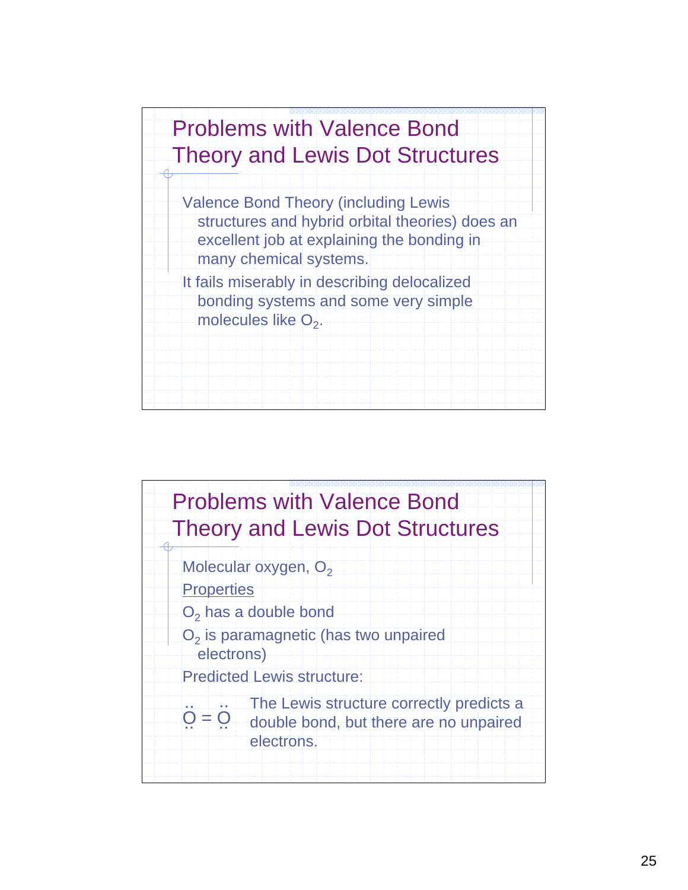## Problems with Valence Bond Theory and Lewis Dot Structures

Valence Bond Theory (including Lewis structures and hybrid orbital theories) does an excellent job at explaining the bonding in many chemical systems.

It fails miserably in describing delocalized bonding systems and some very simple molecules like $O_2$.

## Problems with Valence Bond Theory and Lewis Dot Structures

Molecular oxygen, $O_2$

Properties

$O_2$ has a double bond

$O_2$ is paramagnetic (has two unpaired electrons)

Predicted Lewis structure:

$\ddot{\underset{\cdot\cdot}{O}} = \ddot{\underset{\cdot\cdot}{O}}$

The Lewis structure correctly predicts a double bond, but there are no unpaired electrons.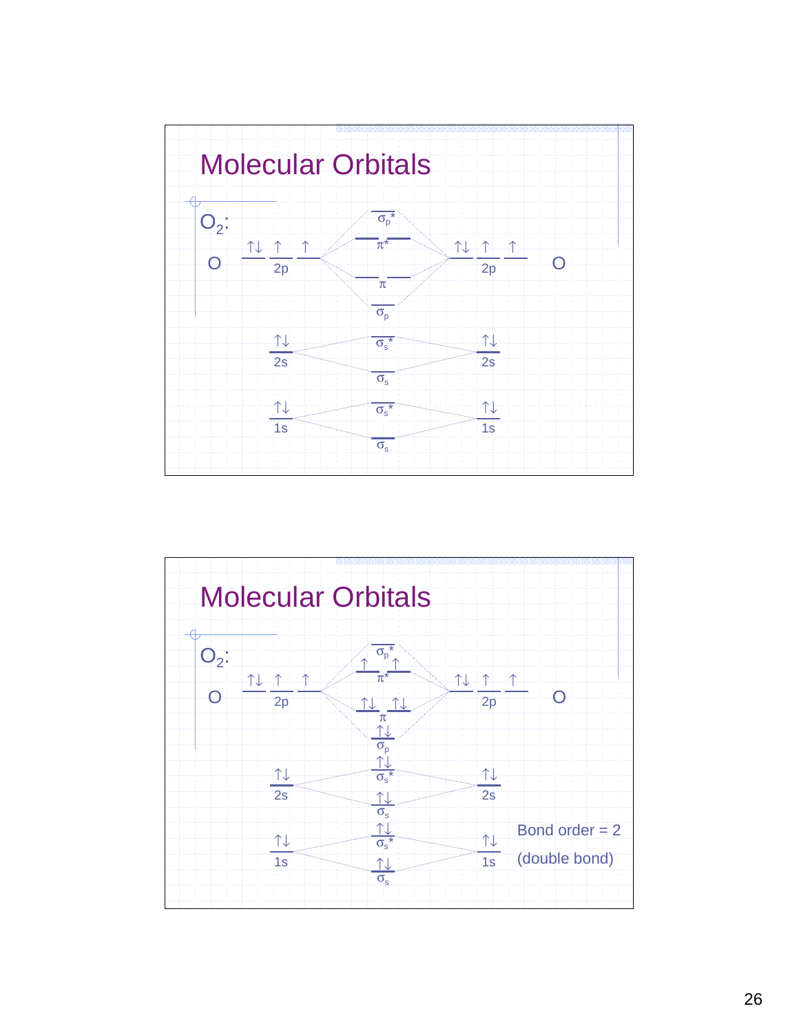## Molecular Orbitals

$O_2$:

O — 2p: ↑↓ ↑ ↑ | O — 2p: ↑↓ ↑ ↑

$\sigma_p^*$

$\pi^*$

$\pi$

$\sigma_p$

2s: ↑↓ | $\sigma_s^*$ | 2s: ↑↓

$\sigma_s$

1s: ↑↓ | $\sigma_s^*$ | 1s: ↑↓

$\sigma_s$

## Molecular Orbitals

$O_2$:

O — 2p: ↑↓ ↑ ↑ | O — 2p: ↑↓ ↑ ↑

$\sigma_p^*$

$\pi^*$: ↑ ↑

$\pi$: ↑↓ ↑↓

$\sigma_p$: ↑↓

2s: ↑↓ | $\sigma_s^*$: ↑↓ | 2s: ↑↓

$\sigma_s$: ↑↓

1s: ↑↓ | $\sigma_s^*$: ↑↓ | 1s: ↑↓

$\sigma_s$: ↑↓

Bond order = 2

(double bond)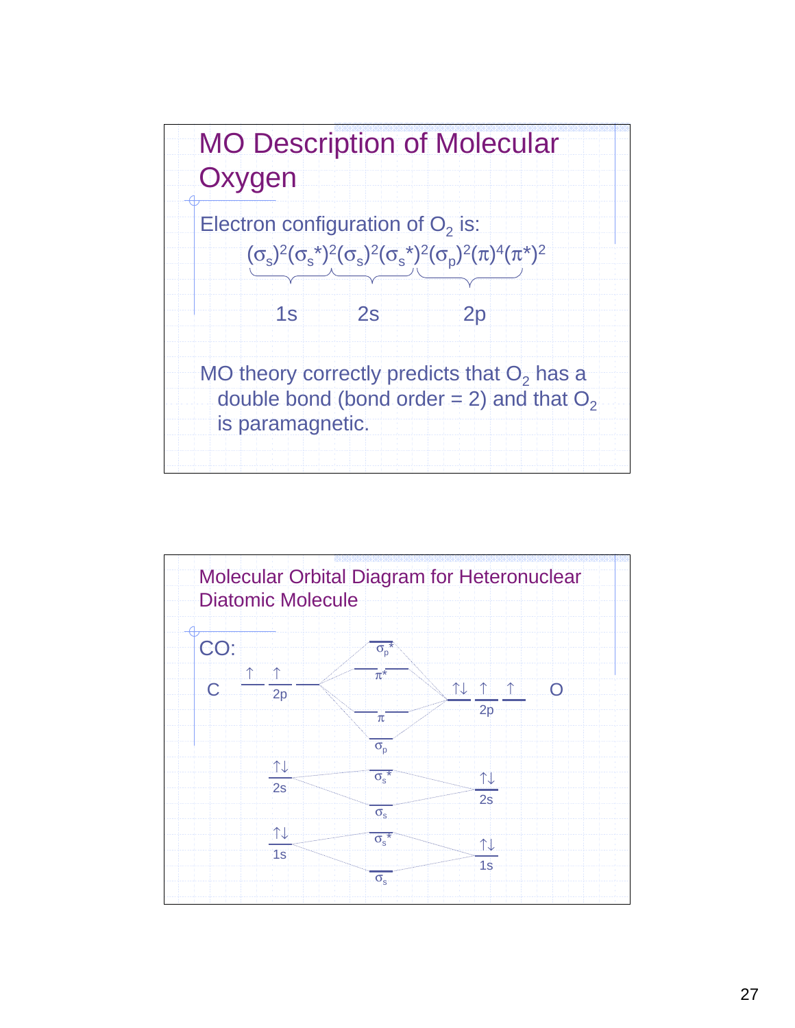# MO Description of Molecular Oxygen

Electron configuration of $O_2$ is:

$$\underbrace{(\sigma_s)^2(\sigma_s^*)^2}_{1s}\underbrace{(\sigma_s)^2(\sigma_s^*)^2}_{2s}\underbrace{(\sigma_p)^2(\pi)^4(\pi^*)^2}_{2p}$$

MO theory correctly predicts that $O_2$ has a double bond (bond order = 2) and that $O_2$ is paramagnetic.

## Molecular Orbital Diagram for Heteronuclear Diatomic Molecule

CO:

C — 2p: ↑ ↑ (three orbitals, two singly occupied); 2s: ↑↓; 1s: ↑↓

O — 2p: ↑↓ ↑ ↑; 2s: ↑↓; 1s: ↑↓

Molecular orbitals (from top to bottom): $\sigma_p^*$, $\pi^*$, $\pi$, $\sigma_p$, $\sigma_s^*$, $\sigma_s$, $\sigma_s^*$, $\sigma_s$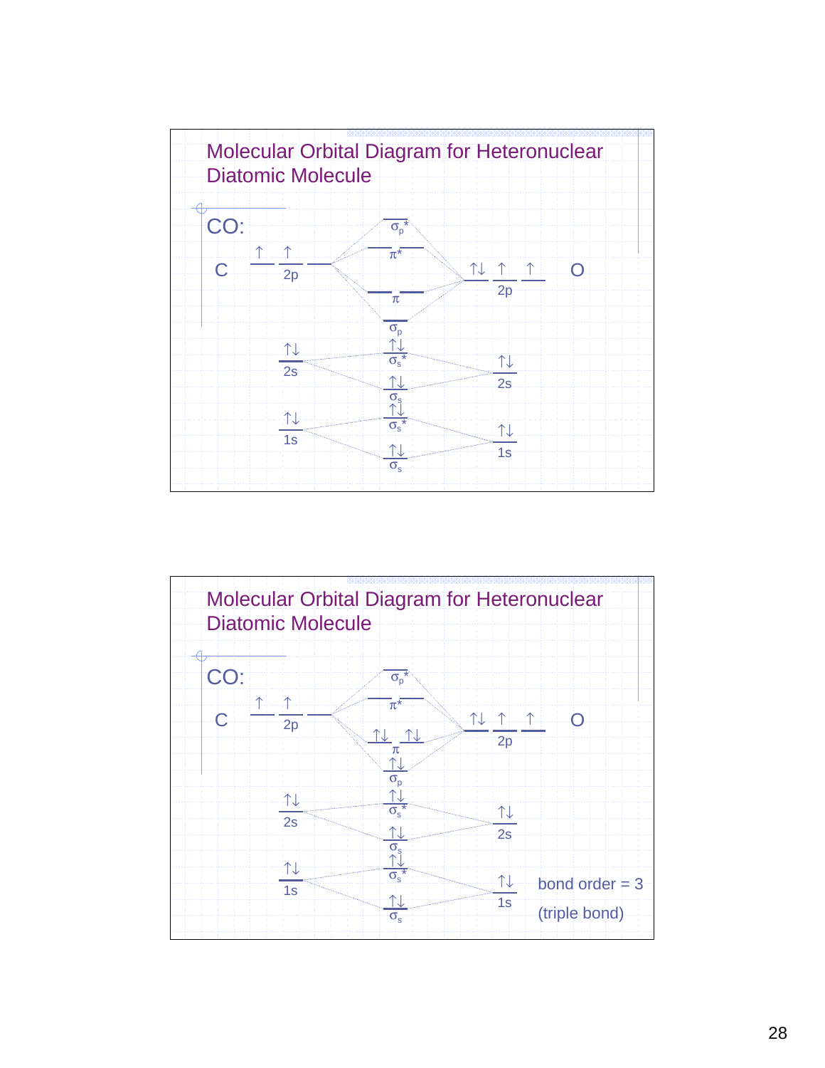## Molecular Orbital Diagram for Heteronuclear Diatomic Molecule

CO:

C

2p

2s

1s

$\sigma_p^*$

$\pi^*$

$\pi$

$\sigma_p$

$\sigma_s^*$

$\sigma_s$

$\sigma_s^*$

$\sigma_s$

O

2p

2s

1s

## Molecular Orbital Diagram for Heteronuclear Diatomic Molecule

CO:

C

2p

2s

1s

$\sigma_p^*$

$\pi^*$

$\pi$

$\sigma_p$

$\sigma_s^*$

$\sigma_s$

$\sigma_s^*$

$\sigma_s$

O

2p

2s

1s

bond order = 3

(triple bond)